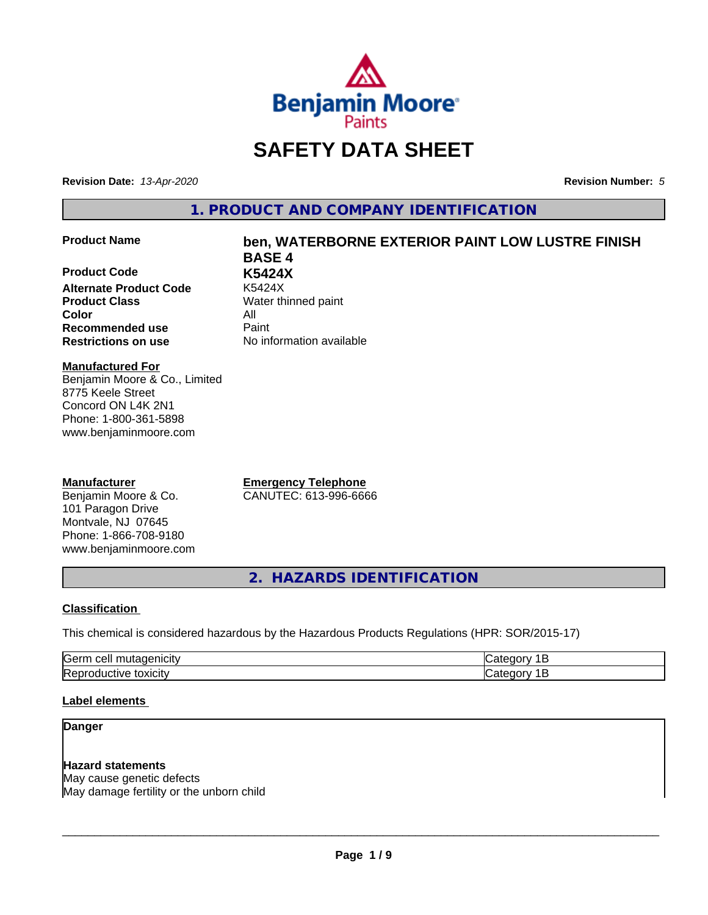# SAFETY DATA SHEET

**Revision Date:** *13-Apr-2020*

**Revision Number:** *5*

## 1. PRODUCT AND COMPANY IDENTIFICATION

**Product Name** — **ben, WATERBORNE EXTERIOR PAINT LOW LUSTRE FINISH BASE 4**

**Product Code** — **K5424X**

**Alternate Product Code** — K5424X

**Product Class** — Water thinned paint

**Color** — All

**Recommended use** — Paint

**Restrictions on use** — No information available

**Manufactured For**
Benjamin Moore & Co., Limited
8775 Keele Street
Concord ON L4K 2N1
Phone: 1-800-361-5898
www.benjaminmoore.com

**Manufacturer**
Benjamin Moore & Co.
101 Paragon Drive
Montvale, NJ 07645
Phone: 1-866-708-9180
www.benjaminmoore.com

**Emergency Telephone**
CANUTEC: 613-996-6666

## 2. HAZARDS IDENTIFICATION

### Classification

This chemical is considered hazardous by the Hazardous Products Regulations (HPR: SOR/2015-17)

| | |
|---|---|
| Germ cell mutagenicity | Category 1B |
| Reproductive toxicity | Category 1B |

### Label elements

**Danger**

**Hazard statements**
May cause genetic defects
May damage fertility or the unborn child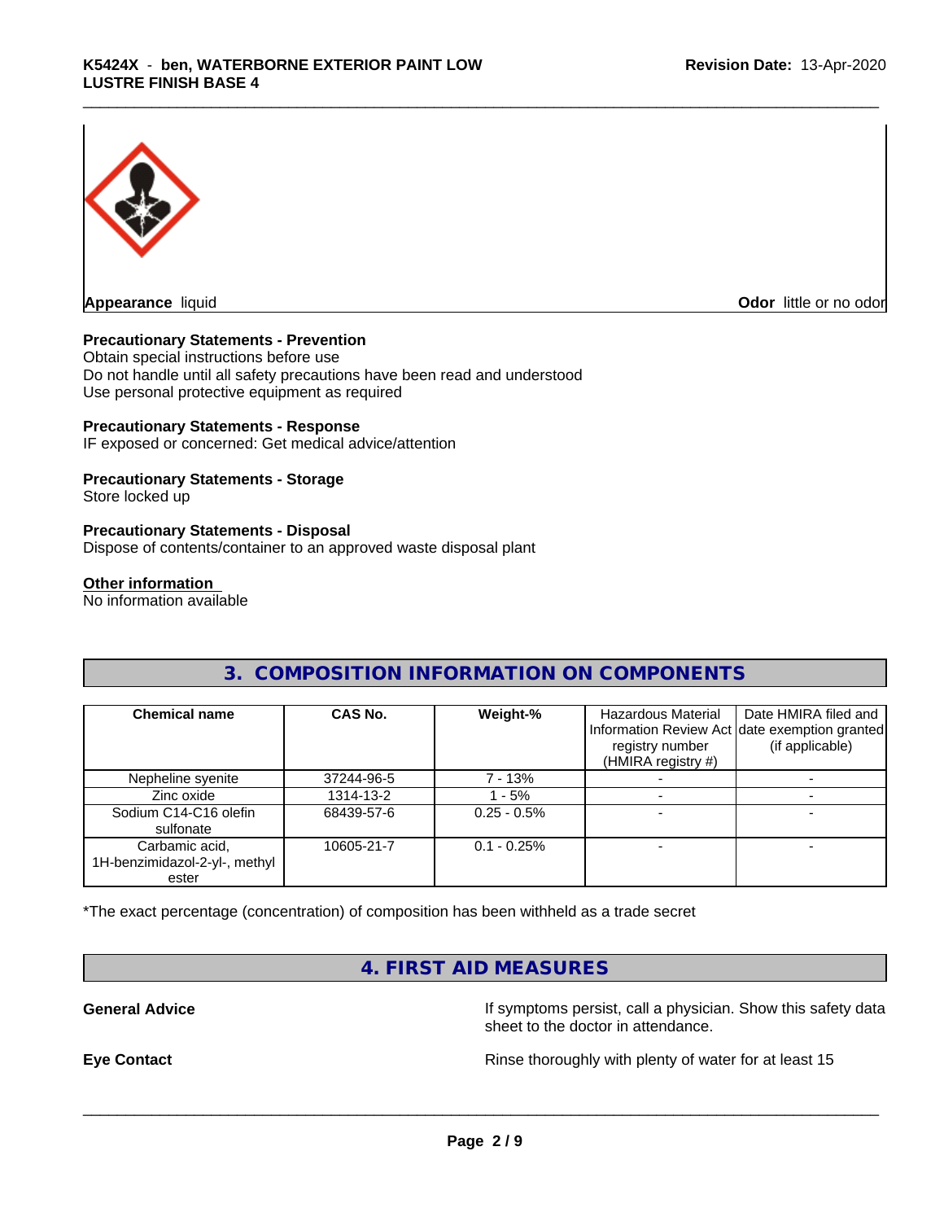**Appearance** liquid

**Odor** little or no odor

**Precautionary Statements - Prevention**
Obtain special instructions before use
Do not handle until all safety precautions have been read and understood
Use personal protective equipment as required

**Precautionary Statements - Response**
IF exposed or concerned: Get medical advice/attention

**Precautionary Statements - Storage**
Store locked up

**Precautionary Statements - Disposal**
Dispose of contents/container to an approved waste disposal plant

**Other information**
No information available

## 3. COMPOSITION INFORMATION ON COMPONENTS

| Chemical name | CAS No. | Weight-% | Hazardous Material Information Review Act registry number (HMIRA registry #) | Date HMIRA filed and date exemption granted (if applicable) |
|---|---|---|---|---|
| Nepheline syenite | 37244-96-5 | 7 - 13% | - | - |
| Zinc oxide | 1314-13-2 | 1 - 5% | - | - |
| Sodium C14-C16 olefin sulfonate | 68439-57-6 | 0.25 - 0.5% | - | - |
| Carbamic acid, 1H-benzimidazol-2-yl-, methyl ester | 10605-21-7 | 0.1 - 0.25% | - | - |

*The exact percentage (concentration) of composition has been withheld as a trade secret

## 4. FIRST AID MEASURES

**General Advice**
If symptoms persist, call a physician. Show this safety data sheet to the doctor in attendance.

**Eye Contact**
Rinse thoroughly with plenty of water for at least 15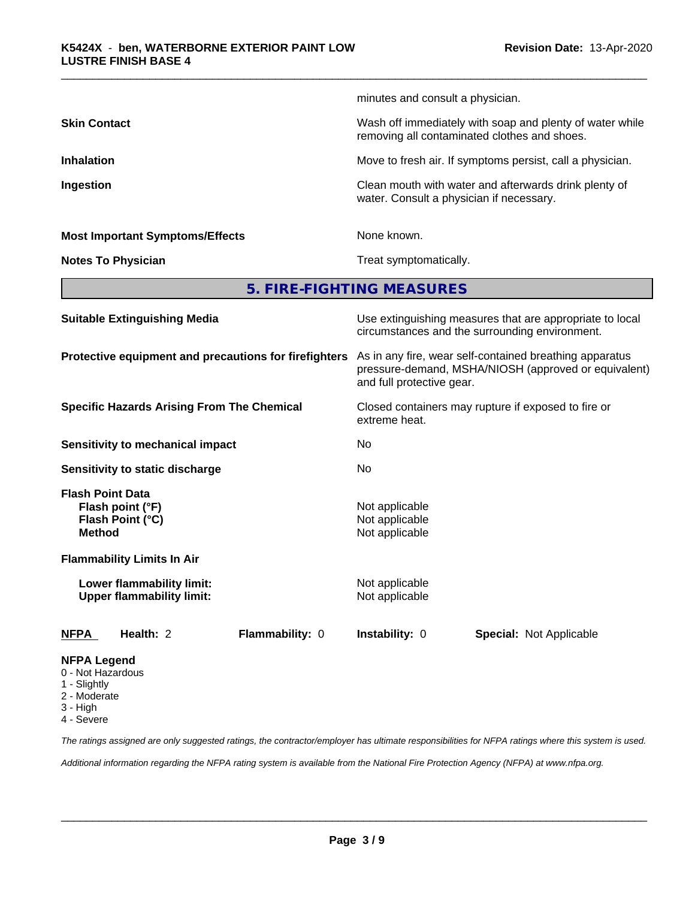minutes and consult a physician.

| | |
|---|---|
| **Skin Contact** | Wash off immediately with soap and plenty of water while removing all contaminated clothes and shoes. |
| **Inhalation** | Move to fresh air. If symptoms persist, call a physician. |
| **Ingestion** | Clean mouth with water and afterwards drink plenty of water. Consult a physician if necessary. |
| **Most Important Symptoms/Effects** | None known. |
| **Notes To Physician** | Treat symptomatically. |

## 5. FIRE-FIGHTING MEASURES

| | |
|---|---|
| **Suitable Extinguishing Media** | Use extinguishing measures that are appropriate to local circumstances and the surrounding environment. |
| **Protective equipment and precautions for firefighters** | As in any fire, wear self-contained breathing apparatus pressure-demand, MSHA/NIOSH (approved or equivalent) and full protective gear. |
| **Specific Hazards Arising From The Chemical** | Closed containers may rupture if exposed to fire or extreme heat. |
| **Sensitivity to mechanical impact** | No |
| **Sensitivity to static discharge** | No |

**Flash Point Data**

| | |
|---|---|
| **Flash point (°F)** | Not applicable |
| **Flash Point (°C)** | Not applicable |
| **Method** | Not applicable |

**Flammability Limits In Air**

| | |
|---|---|
| **Lower flammability limit:** | Not applicable |
| **Upper flammability limit:** | Not applicable |

| **NFPA** | **Health:** 2 | **Flammability:** 0 | **Instability:** 0 | **Special:** Not Applicable |
|---|---|---|---|---|

**NFPA Legend**
- 0 - Not Hazardous
- 1 - Slightly
- 2 - Moderate
- 3 - High
- 4 - Severe

*The ratings assigned are only suggested ratings, the contractor/employer has ultimate responsibilities for NFPA ratings where this system is used.*

*Additional information regarding the NFPA rating system is available from the National Fire Protection Agency (NFPA) at www.nfpa.org.*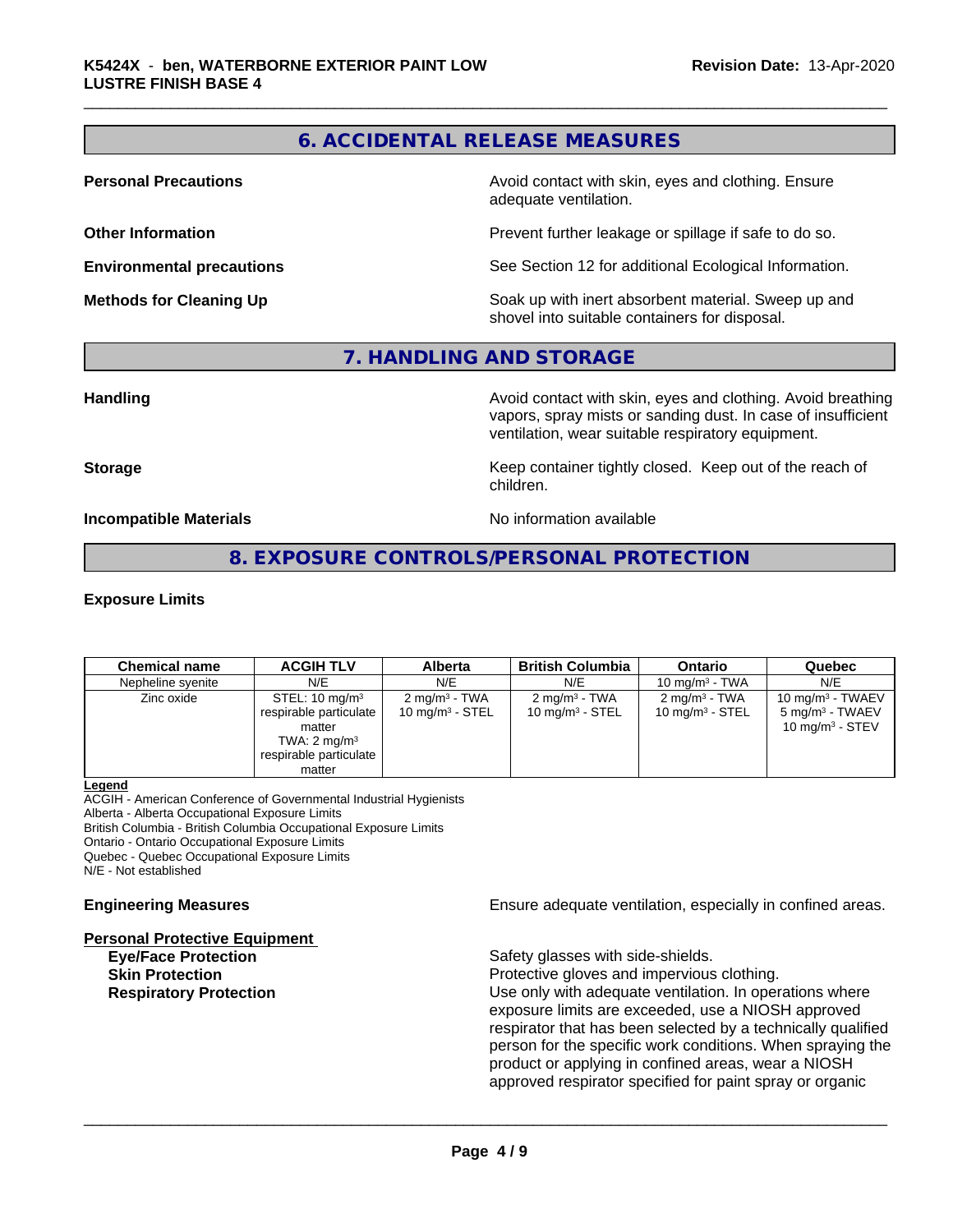## 6. ACCIDENTAL RELEASE MEASURES

**Personal Precautions** Avoid contact with skin, eyes and clothing. Ensure adequate ventilation.

**Other Information** Prevent further leakage or spillage if safe to do so.

**Environmental precautions** See Section 12 for additional Ecological Information.

**Methods for Cleaning Up** Soak up with inert absorbent material. Sweep up and shovel into suitable containers for disposal.

## 7. HANDLING AND STORAGE

**Handling** Avoid contact with skin, eyes and clothing. Avoid breathing vapors, spray mists or sanding dust. In case of insufficient ventilation, wear suitable respiratory equipment.

**Storage** Keep container tightly closed. Keep out of the reach of children.

**Incompatible Materials** No information available

## 8. EXPOSURE CONTROLS/PERSONAL PROTECTION

**Exposure Limits**

| Chemical name | ACGIH TLV | Alberta | British Columbia | Ontario | Quebec |
|---|---|---|---|---|---|
| Nepheline syenite | N/E | N/E | N/E | 10 mg/m³ - TWA | N/E |
| Zinc oxide | STEL: 10 mg/m³ respirable particulate matter TWA: 2 mg/m³ respirable particulate matter | 2 mg/m³ - TWA 10 mg/m³ - STEL | 2 mg/m³ - TWA 10 mg/m³ - STEL | 2 mg/m³ - TWA 10 mg/m³ - STEL | 10 mg/m³ - TWAEV 5 mg/m³ - TWAEV 10 mg/m³ - STEV |

**Legend**
ACGIH - American Conference of Governmental Industrial Hygienists
Alberta - Alberta Occupational Exposure Limits
British Columbia - British Columbia Occupational Exposure Limits
Ontario - Ontario Occupational Exposure Limits
Quebec - Quebec Occupational Exposure Limits
N/E - Not established

**Engineering Measures** Ensure adequate ventilation, especially in confined areas.

**Personal Protective Equipment**

**Eye/Face Protection** Safety glasses with side-shields.

**Skin Protection** Protective gloves and impervious clothing.

**Respiratory Protection** Use only with adequate ventilation. In operations where exposure limits are exceeded, use a NIOSH approved respirator that has been selected by a technically qualified person for the specific work conditions. When spraying the product or applying in confined areas, wear a NIOSH approved respirator specified for paint spray or organic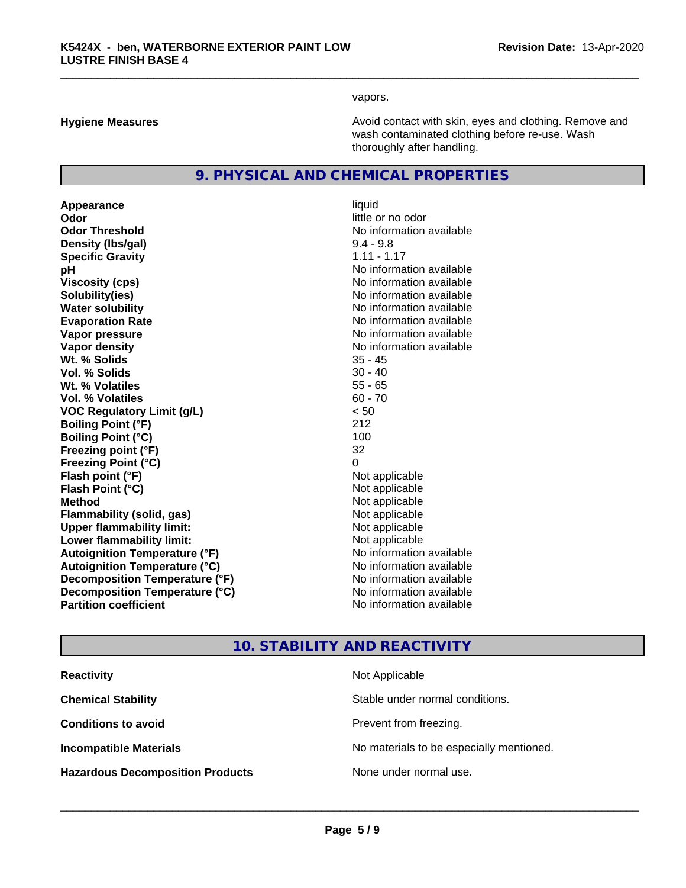vapors.

**Hygiene Measures** — Avoid contact with skin, eyes and clothing. Remove and wash contaminated clothing before re-use. Wash thoroughly after handling.

## 9. PHYSICAL AND CHEMICAL PROPERTIES

| Property | Value |
|---|---|
| **Appearance** | liquid |
| **Odor** | little or no odor |
| **Odor Threshold** | No information available |
| **Density (lbs/gal)** | 9.4 - 9.8 |
| **Specific Gravity** | 1.11 - 1.17 |
| **pH** | No information available |
| **Viscosity (cps)** | No information available |
| **Solubility(ies)** | No information available |
| **Water solubility** | No information available |
| **Evaporation Rate** | No information available |
| **Vapor pressure** | No information available |
| **Vapor density** | No information available |
| **Wt. % Solids** | 35 - 45 |
| **Vol. % Solids** | 30 - 40 |
| **Wt. % Volatiles** | 55 - 65 |
| **Vol. % Volatiles** | 60 - 70 |
| **VOC Regulatory Limit (g/L)** | < 50 |
| **Boiling Point (°F)** | 212 |
| **Boiling Point (°C)** | 100 |
| **Freezing point (°F)** | 32 |
| **Freezing Point (°C)** | 0 |
| **Flash point (°F)** | Not applicable |
| **Flash Point (°C)** | Not applicable |
| **Method** | Not applicable |
| **Flammability (solid, gas)** | Not applicable |
| **Upper flammability limit:** | Not applicable |
| **Lower flammability limit:** | Not applicable |
| **Autoignition Temperature (°F)** | No information available |
| **Autoignition Temperature (°C)** | No information available |
| **Decomposition Temperature (°F)** | No information available |
| **Decomposition Temperature (°C)** | No information available |
| **Partition coefficient** | No information available |

## 10. STABILITY AND REACTIVITY

| Property | Value |
|---|---|
| **Reactivity** | Not Applicable |
| **Chemical Stability** | Stable under normal conditions. |
| **Conditions to avoid** | Prevent from freezing. |
| **Incompatible Materials** | No materials to be especially mentioned. |
| **Hazardous Decomposition Products** | None under normal use. |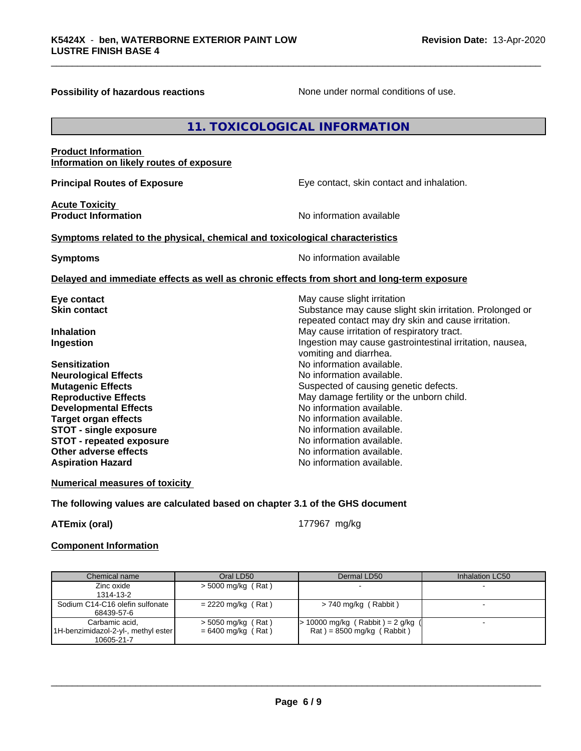**Possibility of hazardous reactions** None under normal conditions of use.

## 11. TOXICOLOGICAL INFORMATION

**Product Information**
**Information on likely routes of exposure**

**Principal Routes of Exposure** Eye contact, skin contact and inhalation.

**Acute Toxicity**
**Product Information** No information available

**Symptoms related to the physical, chemical and toxicological characteristics**

**Symptoms** No information available

**Delayed and immediate effects as well as chronic effects from short and long-term exposure**

**Eye contact** May cause slight irritation
**Skin contact** Substance may cause slight skin irritation. Prolonged or repeated contact may dry skin and cause irritation.
**Inhalation** May cause irritation of respiratory tract.
**Ingestion** Ingestion may cause gastrointestinal irritation, nausea, vomiting and diarrhea.
**Sensitization** No information available.
**Neurological Effects** No information available.
**Mutagenic Effects** Suspected of causing genetic defects.
**Reproductive Effects** May damage fertility or the unborn child.
**Developmental Effects** No information available.
**Target organ effects** No information available.
**STOT - single exposure** No information available.
**STOT - repeated exposure** No information available.
**Other adverse effects** No information available.
**Aspiration Hazard** No information available.

**Numerical measures of toxicity**

**The following values are calculated based on chapter 3.1 of the GHS document**

**ATEmix (oral)** 177967 mg/kg

**Component Information**

| Chemical name | Oral LD50 | Dermal LD50 | Inhalation LC50 |
|---|---|---|---|
| Zinc oxide<br>1314-13-2 | > 5000 mg/kg ( Rat ) | - | - |
| Sodium C14-C16 olefin sulfonate<br>68439-57-6 | = 2220 mg/kg ( Rat ) | > 740 mg/kg ( Rabbit ) | - |
| Carbamic acid, 1H-benzimidazol-2-yl-, methyl ester<br>10605-21-7 | > 5050 mg/kg ( Rat )<br>= 6400 mg/kg ( Rat ) | > 10000 mg/kg ( Rabbit ) = 2 g/kg ( Rat ) = 8500 mg/kg ( Rabbit ) | - |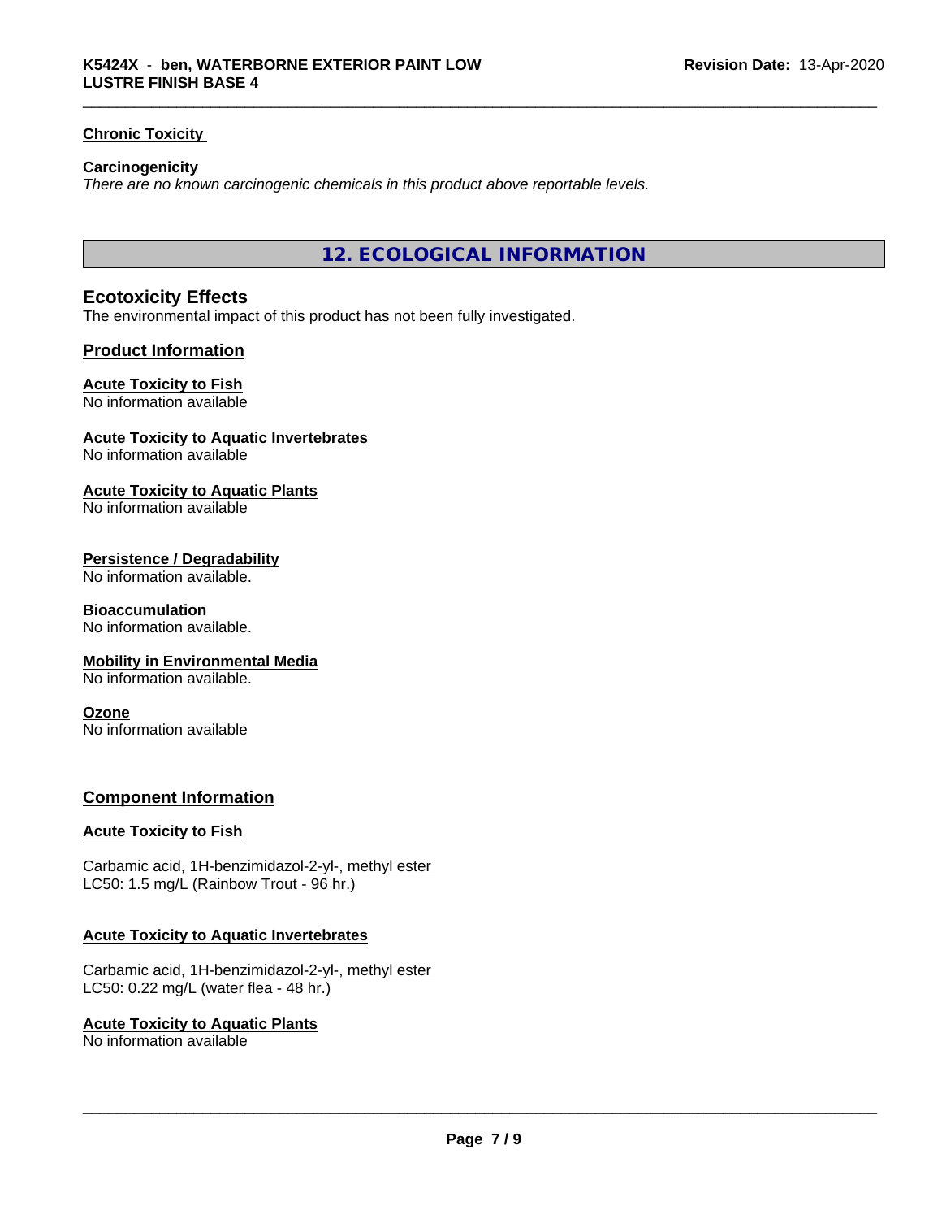### Chronic Toxicity

**Carcinogenicity**
*There are no known carcinogenic chemicals in this product above reportable levels.*

## 12. ECOLOGICAL INFORMATION

### Ecotoxicity Effects
The environmental impact of this product has not been fully investigated.

### Product Information

**Acute Toxicity to Fish**
No information available

**Acute Toxicity to Aquatic Invertebrates**
No information available

**Acute Toxicity to Aquatic Plants**
No information available

**Persistence / Degradability**
No information available.

**Bioaccumulation**
No information available.

**Mobility in Environmental Media**
No information available.

**Ozone**
No information available

### Component Information

**Acute Toxicity to Fish**

Carbamic acid, 1H-benzimidazol-2-yl-, methyl ester
LC50: 1.5 mg/L (Rainbow Trout - 96 hr.)

**Acute Toxicity to Aquatic Invertebrates**

Carbamic acid, 1H-benzimidazol-2-yl-, methyl ester
LC50: 0.22 mg/L (water flea - 48 hr.)

**Acute Toxicity to Aquatic Plants**
No information available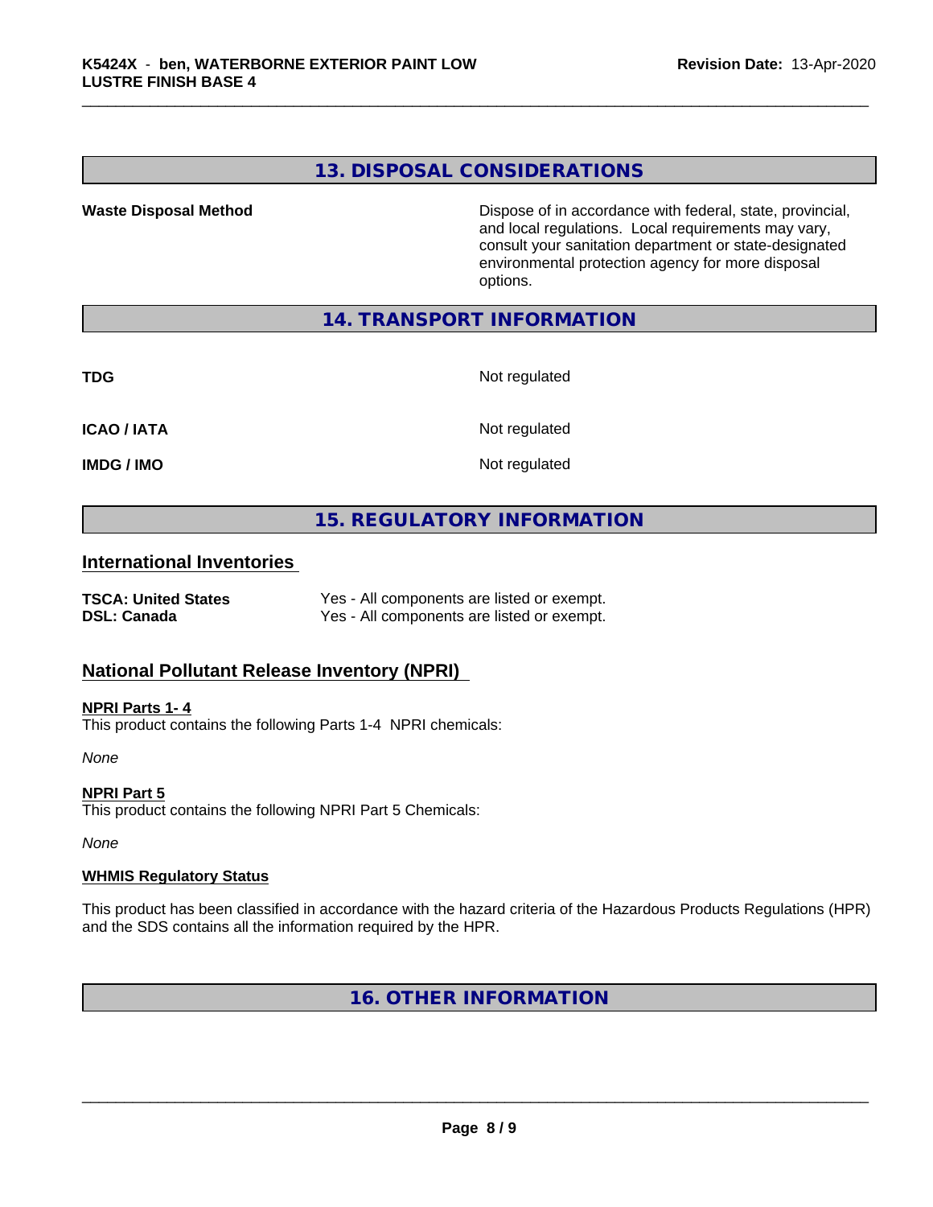## 13. DISPOSAL CONSIDERATIONS

| | |
|---|---|
| **Waste Disposal Method** | Dispose of in accordance with federal, state, provincial, and local regulations. Local requirements may vary, consult your sanitation department or state-designated environmental protection agency for more disposal options. |

## 14. TRANSPORT INFORMATION

| | |
|---|---|
| **TDG** | Not regulated |
| **ICAO / IATA** | Not regulated |
| **IMDG / IMO** | Not regulated |

## 15. REGULATORY INFORMATION

### International Inventories

| | |
|---|---|
| **TSCA: United States** | Yes - All components are listed or exempt. |
| **DSL: Canada** | Yes - All components are listed or exempt. |

### National Pollutant Release Inventory (NPRI)

**NPRI Parts 1- 4**
This product contains the following Parts 1-4 NPRI chemicals:

*None*

**NPRI Part 5**
This product contains the following NPRI Part 5 Chemicals:

*None*

**WHMIS Regulatory Status**

This product has been classified in accordance with the hazard criteria of the Hazardous Products Regulations (HPR) and the SDS contains all the information required by the HPR.

## 16. OTHER INFORMATION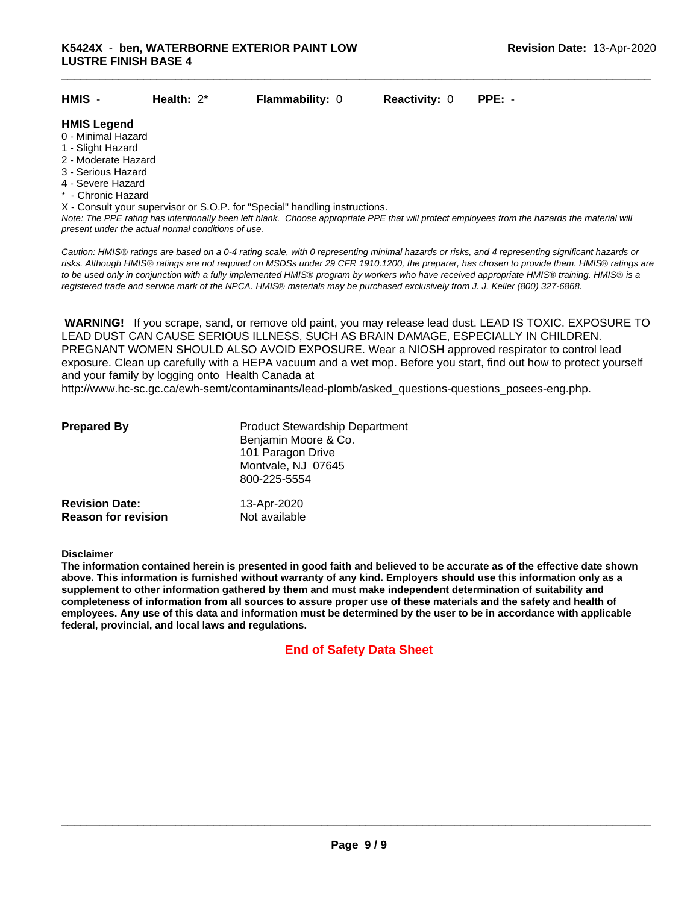| HMIS - | Health: 2* | Flammability: 0 | Reactivity: 0 | PPE: - |
|---|---|---|---|---|

**HMIS Legend**

0 - Minimal Hazard
1 - Slight Hazard
2 - Moderate Hazard
3 - Serious Hazard
4 - Severe Hazard
* - Chronic Hazard
X - Consult your supervisor or S.O.P. for "Special" handling instructions.

*Note: The PPE rating has intentionally been left blank. Choose appropriate PPE that will protect employees from the hazards the material will present under the actual normal conditions of use.*

*Caution: HMIS® ratings are based on a 0-4 rating scale, with 0 representing minimal hazards or risks, and 4 representing significant hazards or risks. Although HMIS® ratings are not required on MSDSs under 29 CFR 1910.1200, the preparer, has chosen to provide them. HMIS® ratings are to be used only in conjunction with a fully implemented HMIS® program by workers who have received appropriate HMIS® training. HMIS® is a registered trade and service mark of the NPCA. HMIS® materials may be purchased exclusively from J. J. Keller (800) 327-6868.*

**WARNING!** If you scrape, sand, or remove old paint, you may release lead dust. LEAD IS TOXIC. EXPOSURE TO LEAD DUST CAN CAUSE SERIOUS ILLNESS, SUCH AS BRAIN DAMAGE, ESPECIALLY IN CHILDREN. PREGNANT WOMEN SHOULD ALSO AVOID EXPOSURE. Wear a NIOSH approved respirator to control lead exposure. Clean up carefully with a HEPA vacuum and a wet mop. Before you start, find out how to protect yourself and your family by logging onto Health Canada at http://www.hc-sc.gc.ca/ewh-semt/contaminants/lead-plomb/asked_questions-questions_posees-eng.php.

| | |
|---|---|
| **Prepared By** | Product Stewardship Department<br>Benjamin Moore & Co.<br>101 Paragon Drive<br>Montvale, NJ 07645<br>800-225-5554 |
| **Revision Date:** | 13-Apr-2020 |
| **Reason for revision** | Not available |

**Disclaimer**

**The information contained herein is presented in good faith and believed to be accurate as of the effective date shown above. This information is furnished without warranty of any kind. Employers should use this information only as a supplement to other information gathered by them and must make independent determination of suitability and completeness of information from all sources to assure proper use of these materials and the safety and health of employees. Any use of this data and information must be determined by the user to be in accordance with applicable federal, provincial, and local laws and regulations.**

**End of Safety Data Sheet**